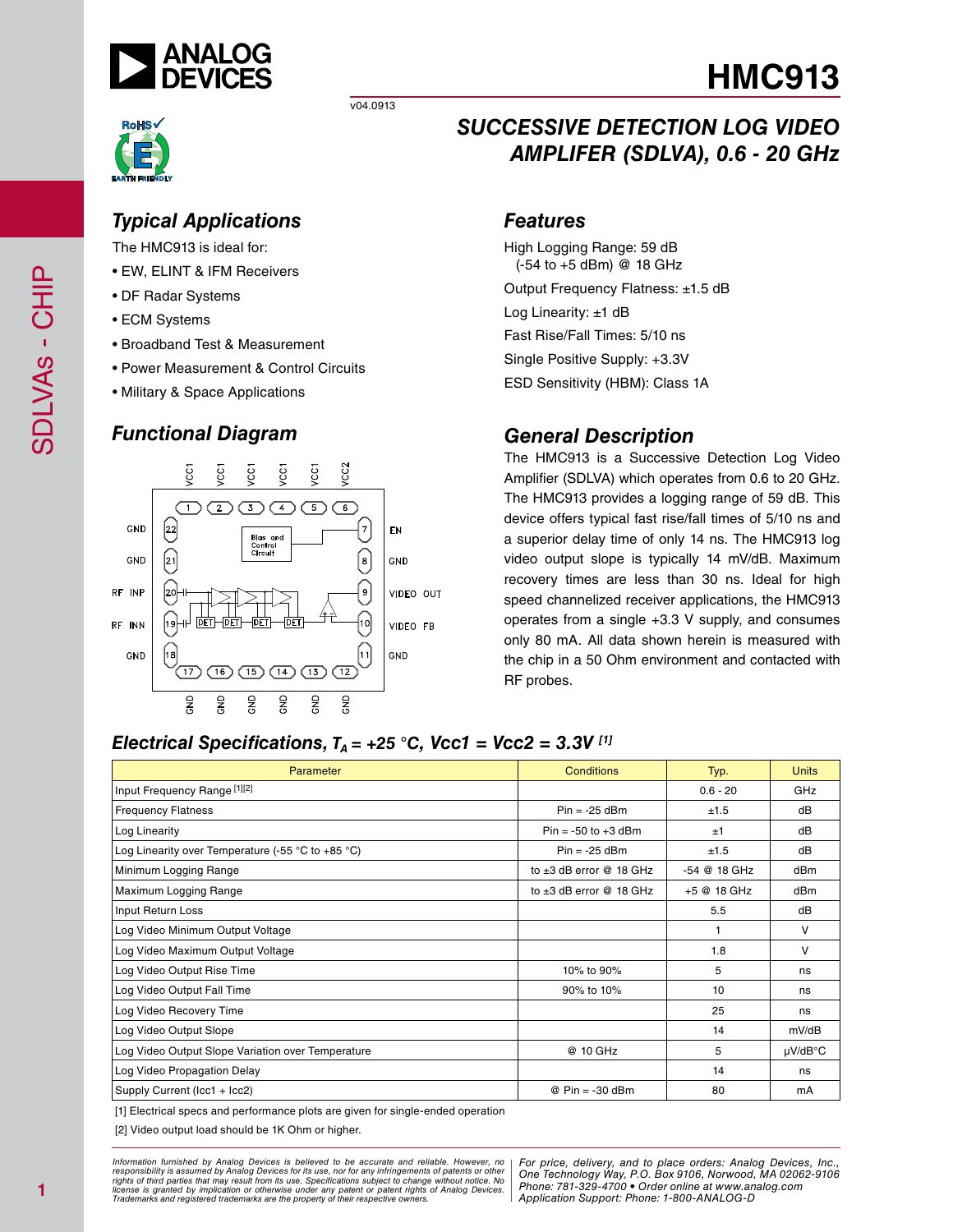# HMC913

v04.0913

## SUCCESSIVE DETECTION LOG VIDEO AMPLIFER (SDLVA), 0.6 - 20 GHz

## Typical Applications

The HMC913 is ideal for:

- EW, ELINT & IFM Receivers
- DF Radar Systems
- ECM Systems
- Broadband Test & Measurement
- Power Measurement & Control Circuits
- Military & Space Applications

## Features

High Logging Range: 59 dB
(-54 to +5 dBm) @ 18 GHz

Output Frequency Flatness: ±1.5 dB

Log Linearity: ±1 dB

Fast Rise/Fall Times: 5/10 ns

Single Positive Supply: +3.3V

ESD Sensitivity (HBM): Class 1A

## Functional Diagram

## General Description

The HMC913 is a Successive Detection Log Video Amplifier (SDLVA) which operates from 0.6 to 20 GHz. The HMC913 provides a logging range of 59 dB. This device offers typical fast rise/fall times of 5/10 ns and a superior delay time of only 14 ns. The HMC913 log video output slope is typically 14 mV/dB. Maximum recovery times are less than 30 ns. Ideal for high speed channelized receiver applications, the HMC913 operates from a single +3.3 V supply, and consumes only 80 mA. All data shown herein is measured with the chip in a 50 Ohm environment and contacted with RF probes.

## Electrical Specifications, $T_A$ = +25 °C, Vcc1 = Vcc2 = 3.3V [1]

| Parameter | Conditions | Typ. | Units |
|---|---|---|---|
| Input Frequency Range [1][2] | | 0.6 - 20 | GHz |
| Frequency Flatness | Pin = -25 dBm | ±1.5 | dB |
| Log Linearity | Pin = -50 to +3 dBm | ±1 | dB |
| Log Linearity over Temperature (-55 °C to +85 °C) | Pin = -25 dBm | ±1.5 | dB |
| Minimum Logging Range | to ±3 dB error @ 18 GHz | -54 @ 18 GHz | dBm |
| Maximum Logging Range | to ±3 dB error @ 18 GHz | +5 @ 18 GHz | dBm |
| Input Return Loss | | 5.5 | dB |
| Log Video Minimum Output Voltage | | 1 | V |
| Log Video Maximum Output Voltage | | 1.8 | V |
| Log Video Output Rise Time | 10% to 90% | 5 | ns |
| Log Video Output Fall Time | 90% to 10% | 10 | ns |
| Log Video Recovery Time | | 25 | ns |
| Log Video Output Slope | | 14 | mV/dB |
| Log Video Output Slope Variation over Temperature | @ 10 GHz | 5 | μV/dB°C |
| Log Video Propagation Delay | | 14 | ns |
| Supply Current (Icc1 + Icc2) | @ Pin = -30 dBm | 80 | mA |

[1] Electrical specs and performance plots are given for single-ended operation

[2] Video output load should be 1K Ohm or higher.

*Information furnished by Analog Devices is believed to be accurate and reliable. However, no responsibility is assumed by Analog Devices for its use, nor for any infringements of patents or other rights of third parties that may result from its use. Specifications subject to change without notice. No license is granted by implication or otherwise under any patent or patent rights of Analog Devices. Trademarks and registered trademarks are the property of their respective owners.*

*For price, delivery, and to place orders: Analog Devices, Inc., One Technology Way, P.O. Box 9106, Norwood, MA 02062-9106 Phone: 781-329-4700 • Order online at www.analog.com Application Support: Phone: 1-800-ANALOG-D*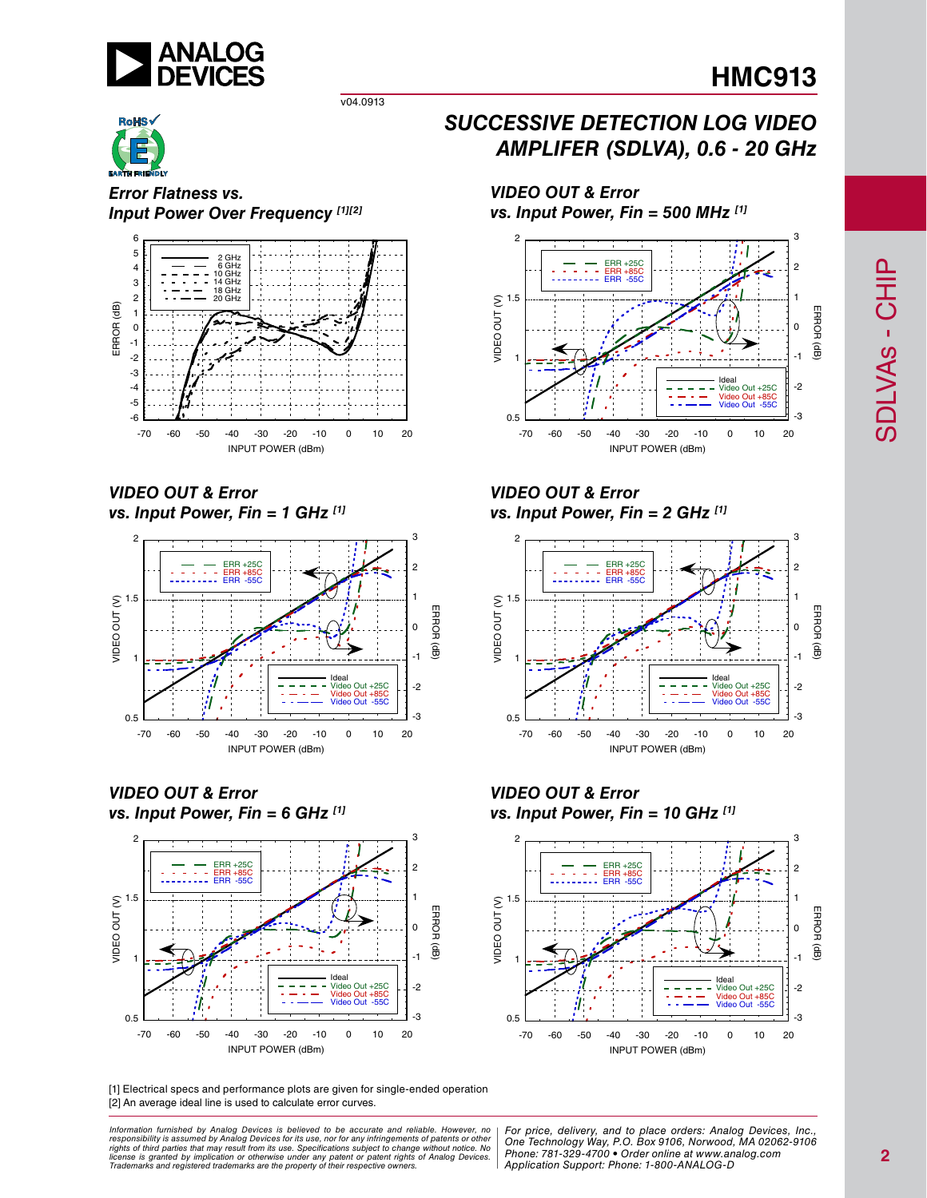## SUCCESSIVE DETECTION LOG VIDEO AMPLIFER (SDLVA), 0.6 - 20 GHz

### *Error Flatness vs. Input Power Over Frequency* [1][2]

### *VIDEO OUT & Error vs. Input Power, Fin = 500 MHz* [1]

### *VIDEO OUT & Error vs. Input Power, Fin = 1 GHz* [1]

### *VIDEO OUT & Error vs. Input Power, Fin = 2 GHz* [1]

### *VIDEO OUT & Error vs. Input Power, Fin = 6 GHz* [1]

### *VIDEO OUT & Error vs. Input Power, Fin = 10 GHz* [1]

[1] Electrical specs and performance plots are given for single-ended operation

[2] An average ideal line is used to calculate error curves.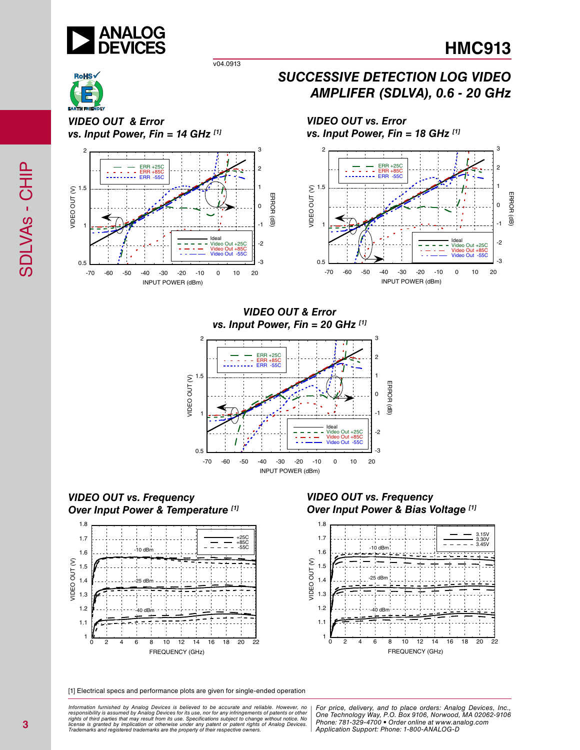## SUCCESSIVE DETECTION LOG VIDEO AMPLIFER (SDLVA), 0.6 - 20 GHz

### VIDEO OUT & Error vs. Input Power, Fin = 14 GHz [1]

### VIDEO OUT vs. Error vs. Input Power, Fin = 18 GHz [1]

### VIDEO OUT & Error vs. Input Power, Fin = 20 GHz [1]

### VIDEO OUT vs. Frequency Over Input Power & Temperature [1]

### VIDEO OUT vs. Frequency Over Input Power & Bias Voltage [1]

[1] Electrical specs and performance plots are given for single-ended operation

*Information furnished by Analog Devices is believed to be accurate and reliable. However, no responsibility is assumed by Analog Devices for its use, nor for any infringements of patents or other rights of third parties that may result from its use. Specifications subject to change without notice. No license is granted by implication or otherwise under any patent or patent rights of Analog Devices. Trademarks and registered trademarks are the property of their respective owners.*

*For price, delivery, and to place orders: Analog Devices, Inc., One Technology Way, P.O. Box 9106, Norwood, MA 02062-9106 Phone: 781-329-4700 • Order online at www.analog.com Application Support: Phone: 1-800-ANALOG-D*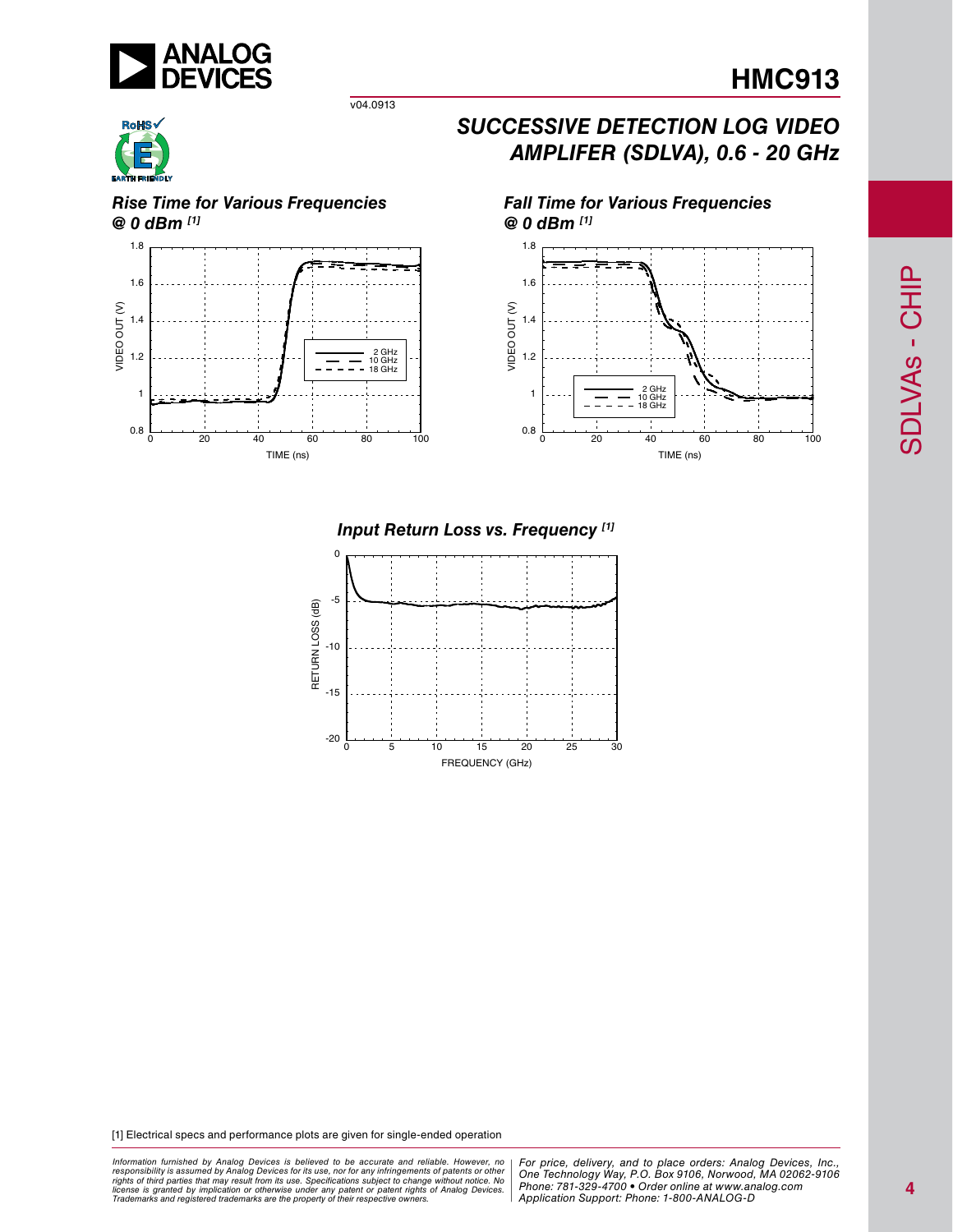## Rise Time for Various Frequencies @ 0 dBm [1]

## Fall Time for Various Frequencies @ 0 dBm [1]

## Input Return Loss vs. Frequency [1]

[1] Electrical specs and performance plots are given for single-ended operation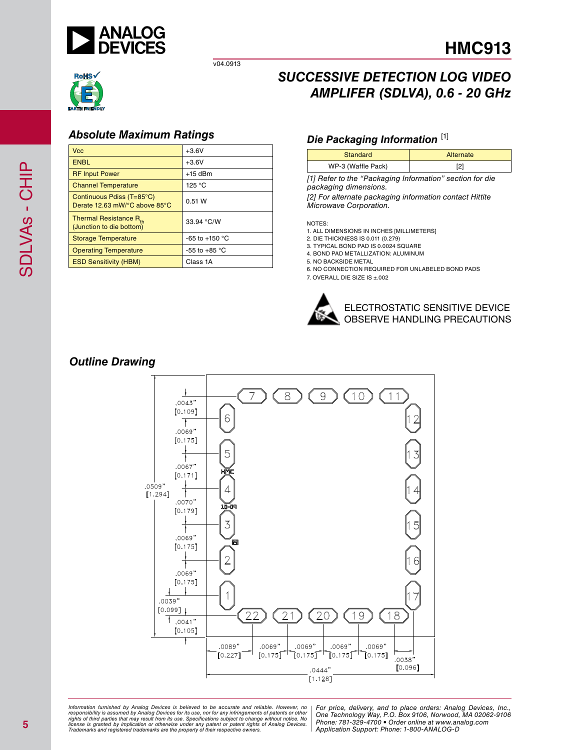# HMC913

v04.0913

## SUCCESSIVE DETECTION LOG VIDEO AMPLIFER (SDLVA), 0.6 - 20 GHz

### Absolute Maximum Ratings

| | |
|---|---|
| Vcc | +3.6V |
| ENBL | +3.6V |
| RF Input Power | +15 dBm |
| Channel Temperature | 125 °C |
| Continuous Pdiss (T=85°C) Derate 12.63 mW/°C above 85°C | 0.51 W |
| Thermal Resistance $R_{th}$ (Junction to die bottom) | 33.94 °C/W |
| Storage Temperature | -65 to +150 °C |
| Operating Temperature | -55 to +85 °C |
| ESD Sensitivity (HBM) | Class 1A |

### Die Packaging Information [1]

| Standard | Alternate |
|---|---|
| WP-3 (Waffle Pack) | [2] |

*[1] Refer to the "Packaging Information" section for die packaging dimensions.*

*[2] For alternate packaging information contact Hittite Microwave Corporation.*

NOTES:
1. ALL DIMENSIONS IN INCHES [MILLIMETERS]
2. DIE THICKNESS IS 0.011 (0.279)
3. TYPICAL BOND PAD IS 0.0024 SQUARE
4. BOND PAD METALLIZATION: ALUMINUM
5. NO BACKSIDE METAL
6. NO CONNECTION REQUIRED FOR UNLABELED BOND PADS
7. OVERALL DIE SIZE IS ±.002

ELECTROSTATIC SENSITIVE DEVICE
OBSERVE HANDLING PRECAUTIONS

### Outline Drawing

Information furnished by Analog Devices is believed to be accurate and reliable. However, no responsibility is assumed by Analog Devices for its use, nor for any infringements of patents or other rights of third parties that may result from its use. Specifications subject to change without notice. No license is granted by implication or otherwise under any patent or patent rights of Analog Devices. Trademarks and registered trademarks are the property of their respective owners.

For price, delivery, and to place orders: Analog Devices, Inc., One Technology Way, P.O. Box 9106, Norwood, MA 02062-9106
Phone: 781-329-4700 • Order online at www.analog.com
Application Support: Phone: 1-800-ANALOG-D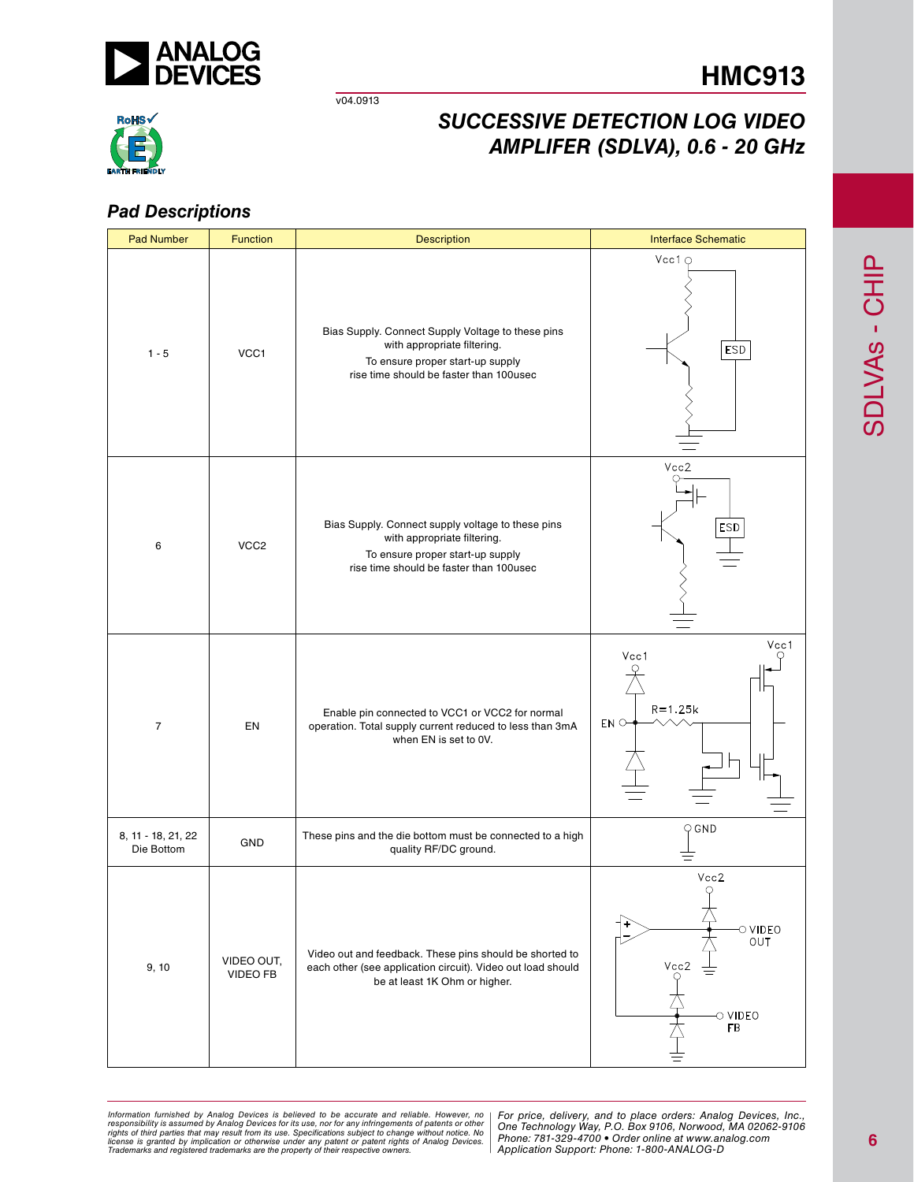## Pad Descriptions

| Pad Number | Function | Description | Interface Schematic |
|---|---|---|---|
| 1 - 5 | VCC1 | Bias Supply. Connect Supply Voltage to these pins with appropriate filtering. To ensure proper start-up supply rise time should be faster than 100usec | |
| 6 | VCC2 | Bias Supply. Connect supply voltage to these pins with appropriate filtering. To ensure proper start-up supply rise time should be faster than 100usec | |
| 7 | EN | Enable pin connected to VCC1 or VCC2 for normal operation. Total supply current reduced to less than 3mA when EN is set to 0V. | |
| 8, 11 - 18, 21, 22 Die Bottom | GND | These pins and the die bottom must be connected to a high quality RF/DC ground. | |
| 9, 10 | VIDEO OUT, VIDEO FB | Video out and feedback. These pins should be shorted to each other (see application circuit). Video out load should be at least 1K Ohm or higher. | |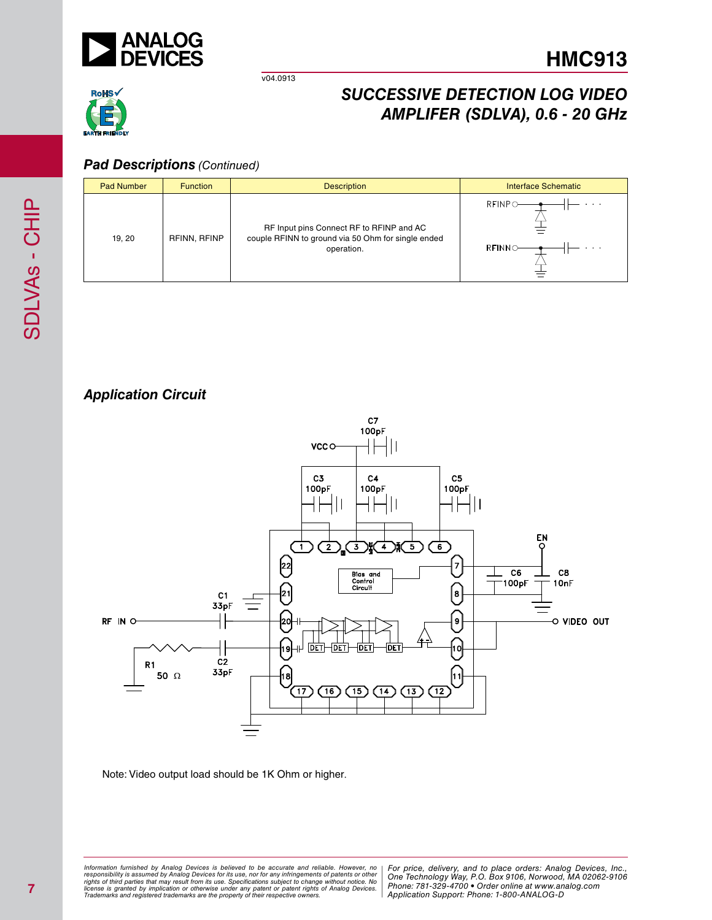## Pad Descriptions *(Continued)*

| Pad Number | Function | Description | Interface Schematic |
|---|---|---|---|
| 19, 20 | RFINN, RFINP | RF Input pins Connect RF to RFINP and AC couple RFINN to ground via 50 Ohm for single ended operation. | |

## Application Circuit

Note: Video output load should be 1K Ohm or higher.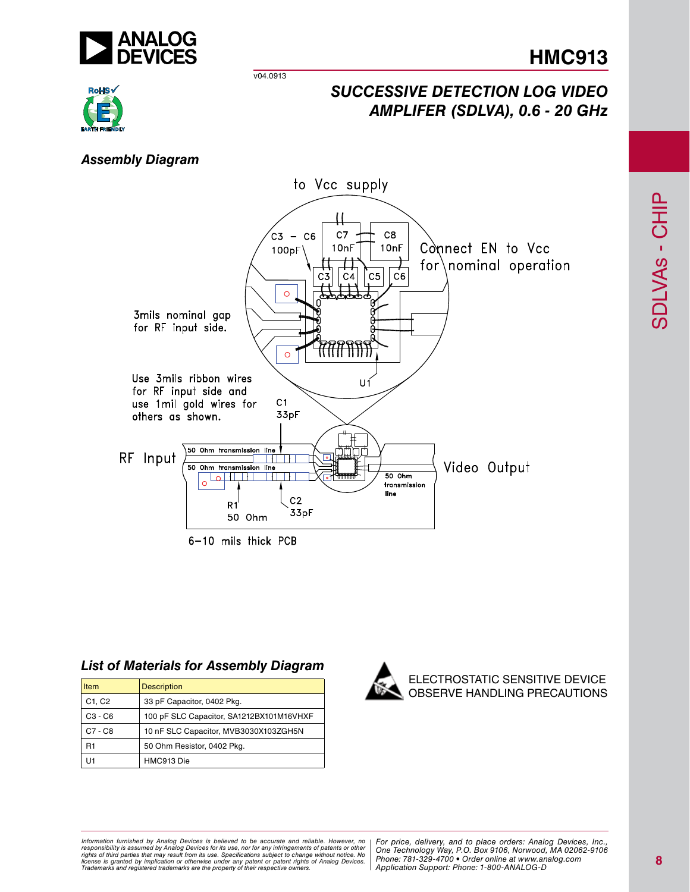# HMC913

v04.0913

## SUCCESSIVE DETECTION LOG VIDEO AMPLIFER (SDLVA), 0.6 - 20 GHz

### Assembly Diagram

to Vcc supply

C3 – C6 100pF

C7 10nF

C8 10nF

C3 C4 C5 C6

Connect EN to Vcc for nominal operation

3mils nominal gap for RF input side.

Use 3mils ribbon wires for RF input side and use 1mil gold wires for others as shown.

U1

C1 33pF

RF Input

50 Ohm transmission line

50 Ohm transmission line

Video Output

50 Ohm transmission line

R1 50 Ohm

C2 33pF

6–10 mils thick PCB

### List of Materials for Assembly Diagram

| Item | Description |
|---|---|
| C1, C2 | 33 pF Capacitor, 0402 Pkg. |
| C3 - C6 | 100 pF SLC Capacitor, SA1212BX101M16VHXF |
| C7 - C8 | 10 nF SLC Capacitor, MVB3030X103ZGH5N |
| R1 | 50 Ohm Resistor, 0402 Pkg. |
| U1 | HMC913 Die |

ELECTROSTATIC SENSITIVE DEVICE
OBSERVE HANDLING PRECAUTIONS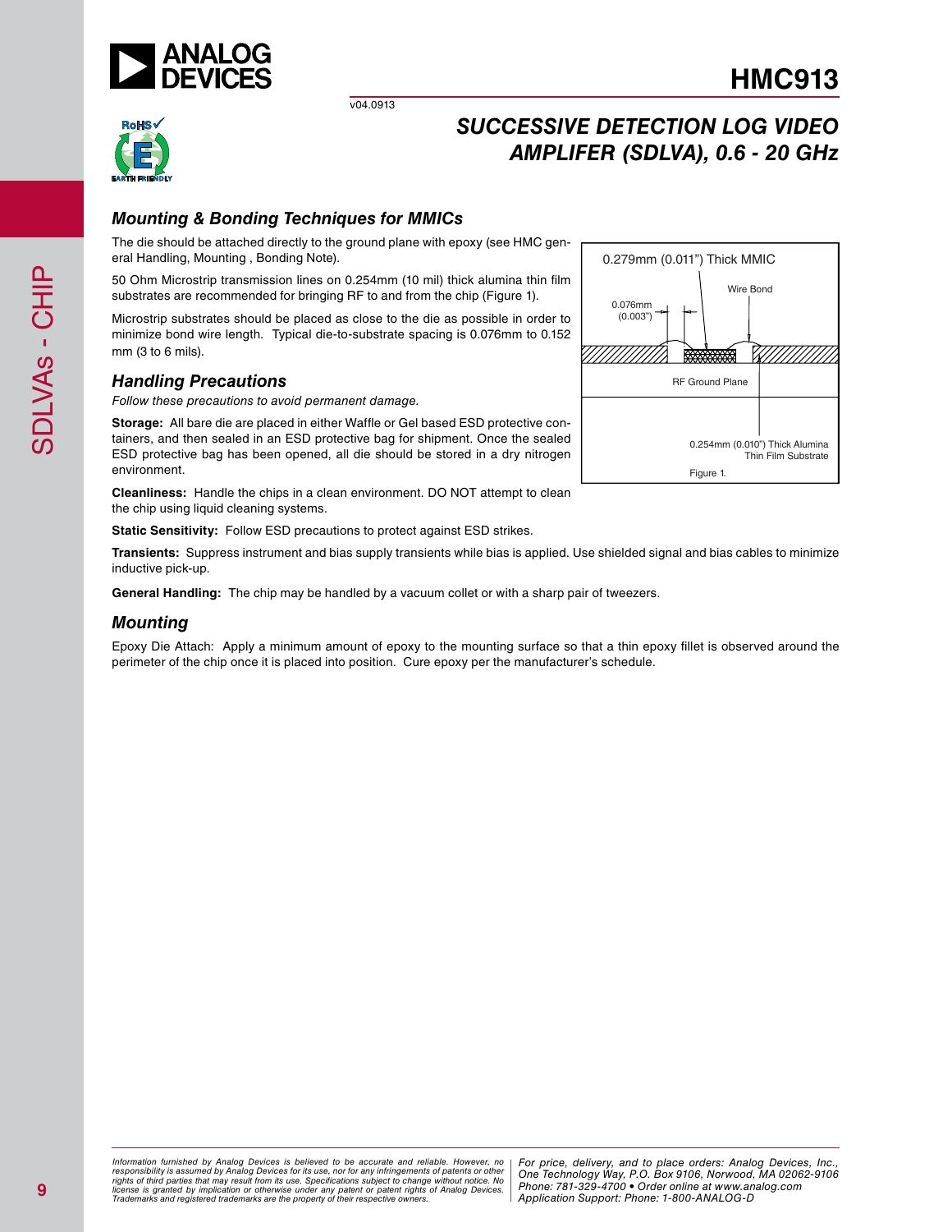## Mounting & Bonding Techniques for MMICs

The die should be attached directly to the ground plane with epoxy (see HMC general Handling, Mounting , Bonding Note).

50 Ohm Microstrip transmission lines on 0.254mm (10 mil) thick alumina thin film substrates are recommended for bringing RF to and from the chip (Figure 1).

Microstrip substrates should be placed as close to the die as possible in order to minimize bond wire length. Typical die-to-substrate spacing is 0.076mm to 0.152 mm (3 to 6 mils).

0.279mm (0.011") Thick MMIC
Wire Bond
0.076mm
(0.003")
RF Ground Plane
0.254mm (0.010") Thick Alumina
Thin Film Substrate

Figure 1.

## Handling Precautions

*Follow these precautions to avoid permanent damage.*

**Storage:** All bare die are placed in either Waffle or Gel based ESD protective containers, and then sealed in an ESD protective bag for shipment. Once the sealed ESD protective bag has been opened, all die should be stored in a dry nitrogen environment.

**Cleanliness:** Handle the chips in a clean environment. DO NOT attempt to clean the chip using liquid cleaning systems.

**Static Sensitivity:** Follow ESD precautions to protect against ESD strikes.

**Transients:** Suppress instrument and bias supply transients while bias is applied. Use shielded signal and bias cables to minimize inductive pick-up.

**General Handling:** The chip may be handled by a vacuum collet or with a sharp pair of tweezers.

## Mounting

Epoxy Die Attach: Apply a minimum amount of epoxy to the mounting surface so that a thin epoxy fillet is observed around the perimeter of the chip once it is placed into position. Cure epoxy per the manufacturer's schedule.